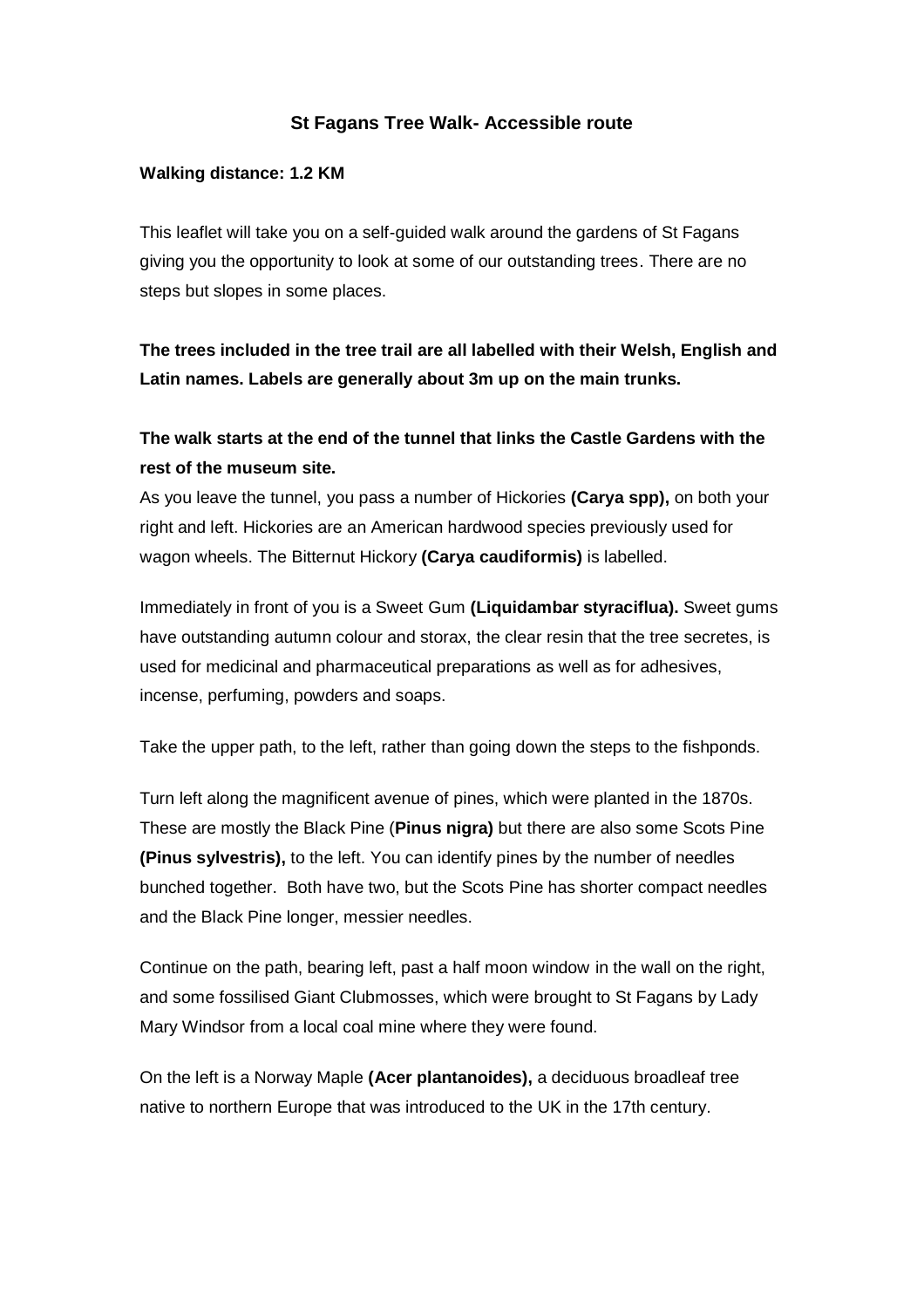# St Fagans Tree Walk- Accessible route

**Walking distance: 1.2 KM**

This leaflet will take you on a self-guided walk around the gardens of St Fagans giving you the opportunity to look at some of our outstanding trees. There are no steps but slopes in some places.

**The trees included in the tree trail are all labelled with their Welsh, English and Latin names. Labels are generally about 3m up on the main trunks.**

**The walk starts at the end of the tunnel that links the Castle Gardens with the rest of the museum site.**

As you leave the tunnel, you pass a number of Hickories **(Carya spp),** on both your right and left. Hickories are an American hardwood species previously used for wagon wheels. The Bitternut Hickory **(Carya caudiformis)** is labelled.

Immediately in front of you is a Sweet Gum **(Liquidambar styraciflua).** Sweet gums have outstanding autumn colour and storax, the clear resin that the tree secretes, is used for medicinal and pharmaceutical preparations as well as for adhesives, incense, perfuming, powders and soaps.

Take the upper path, to the left, rather than going down the steps to the fishponds.

Turn left along the magnificent avenue of pines, which were planted in the 1870s. These are mostly the Black Pine (**Pinus nigra)** but there are also some Scots Pine **(Pinus sylvestris),** to the left. You can identify pines by the number of needles bunched together. Both have two, but the Scots Pine has shorter compact needles and the Black Pine longer, messier needles.

Continue on the path, bearing left, past a half moon window in the wall on the right, and some fossilised Giant Clubmosses, which were brought to St Fagans by Lady Mary Windsor from a local coal mine where they were found.

On the left is a Norway Maple **(Acer plantanoides),** a deciduous broadleaf tree native to northern Europe that was introduced to the UK in the 17th century.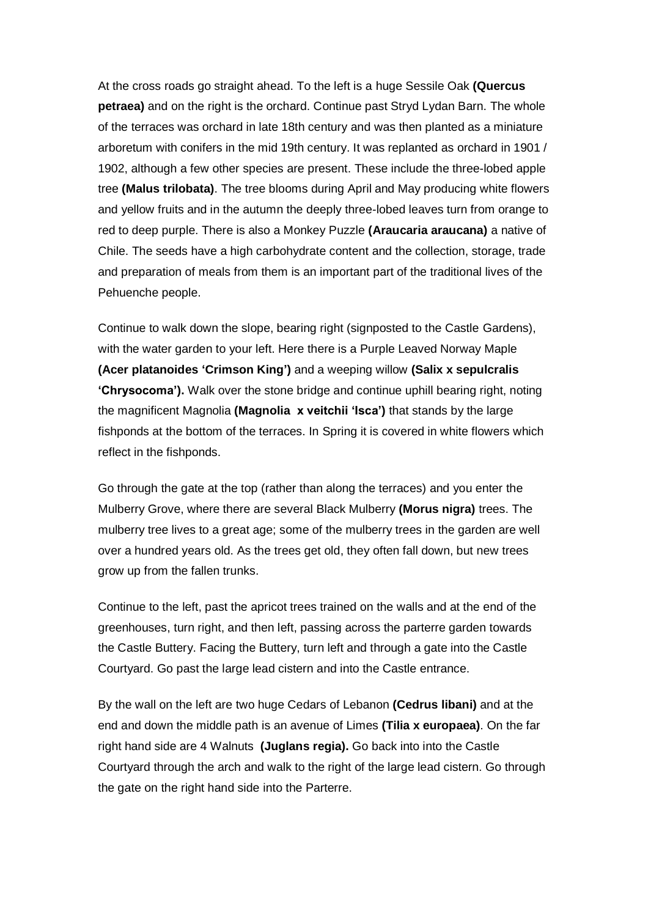At the cross roads go straight ahead. To the left is a huge Sessile Oak **(Quercus petraea)** and on the right is the orchard. Continue past Stryd Lydan Barn. The whole of the terraces was orchard in late 18th century and was then planted as a miniature arboretum with conifers in the mid 19th century. It was replanted as orchard in 1901 / 1902, although a few other species are present. These include the three-lobed apple tree **(Malus trilobata)**. The tree blooms during April and May producing white flowers and yellow fruits and in the autumn the deeply three-lobed leaves turn from orange to red to deep purple. There is also a Monkey Puzzle **(Araucaria araucana)** a native of Chile. The seeds have a high carbohydrate content and the collection, storage, trade and preparation of meals from them is an important part of the traditional lives of the Pehuenche people.

Continue to walk down the slope, bearing right (signposted to the Castle Gardens), with the water garden to your left. Here there is a Purple Leaved Norway Maple **(Acer platanoides 'Crimson King')** and a weeping willow **(Salix x sepulcralis 'Chrysocoma').** Walk over the stone bridge and continue uphill bearing right, noting the magnificent Magnolia **(Magnolia x veitchii 'Isca')** that stands by the large fishponds at the bottom of the terraces. In Spring it is covered in white flowers which reflect in the fishponds.

Go through the gate at the top (rather than along the terraces) and you enter the Mulberry Grove, where there are several Black Mulberry **(Morus nigra)** trees. The mulberry tree lives to a great age; some of the mulberry trees in the garden are well over a hundred years old. As the trees get old, they often fall down, but new trees grow up from the fallen trunks.

Continue to the left, past the apricot trees trained on the walls and at the end of the greenhouses, turn right, and then left, passing across the parterre garden towards the Castle Buttery. Facing the Buttery, turn left and through a gate into the Castle Courtyard. Go past the large lead cistern and into the Castle entrance.

By the wall on the left are two huge Cedars of Lebanon **(Cedrus libani)** and at the end and down the middle path is an avenue of Limes **(Tilia x europaea)**. On the far right hand side are 4 Walnuts **(Juglans regia).** Go back into into the Castle Courtyard through the arch and walk to the right of the large lead cistern. Go through the gate on the right hand side into the Parterre.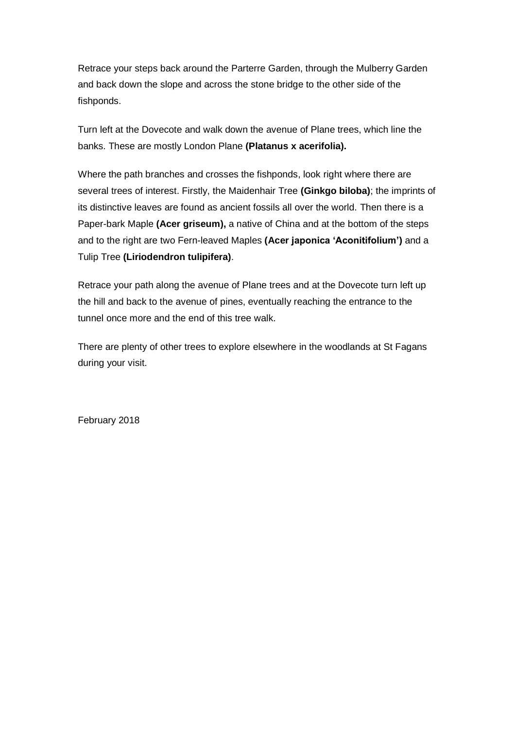Retrace your steps back around the Parterre Garden, through the Mulberry Garden and back down the slope and across the stone bridge to the other side of the fishponds.

Turn left at the Dovecote and walk down the avenue of Plane trees, which line the banks. These are mostly London Plane **(Platanus x acerifolia).**

Where the path branches and crosses the fishponds, look right where there are several trees of interest. Firstly, the Maidenhair Tree **(Ginkgo biloba)**; the imprints of its distinctive leaves are found as ancient fossils all over the world. Then there is a Paper-bark Maple **(Acer griseum),** a native of China and at the bottom of the steps and to the right are two Fern-leaved Maples **(Acer japonica 'Aconitifolium')** and a Tulip Tree **(Liriodendron tulipifera)**.

Retrace your path along the avenue of Plane trees and at the Dovecote turn left up the hill and back to the avenue of pines, eventually reaching the entrance to the tunnel once more and the end of this tree walk.

There are plenty of other trees to explore elsewhere in the woodlands at St Fagans during your visit.

February 2018